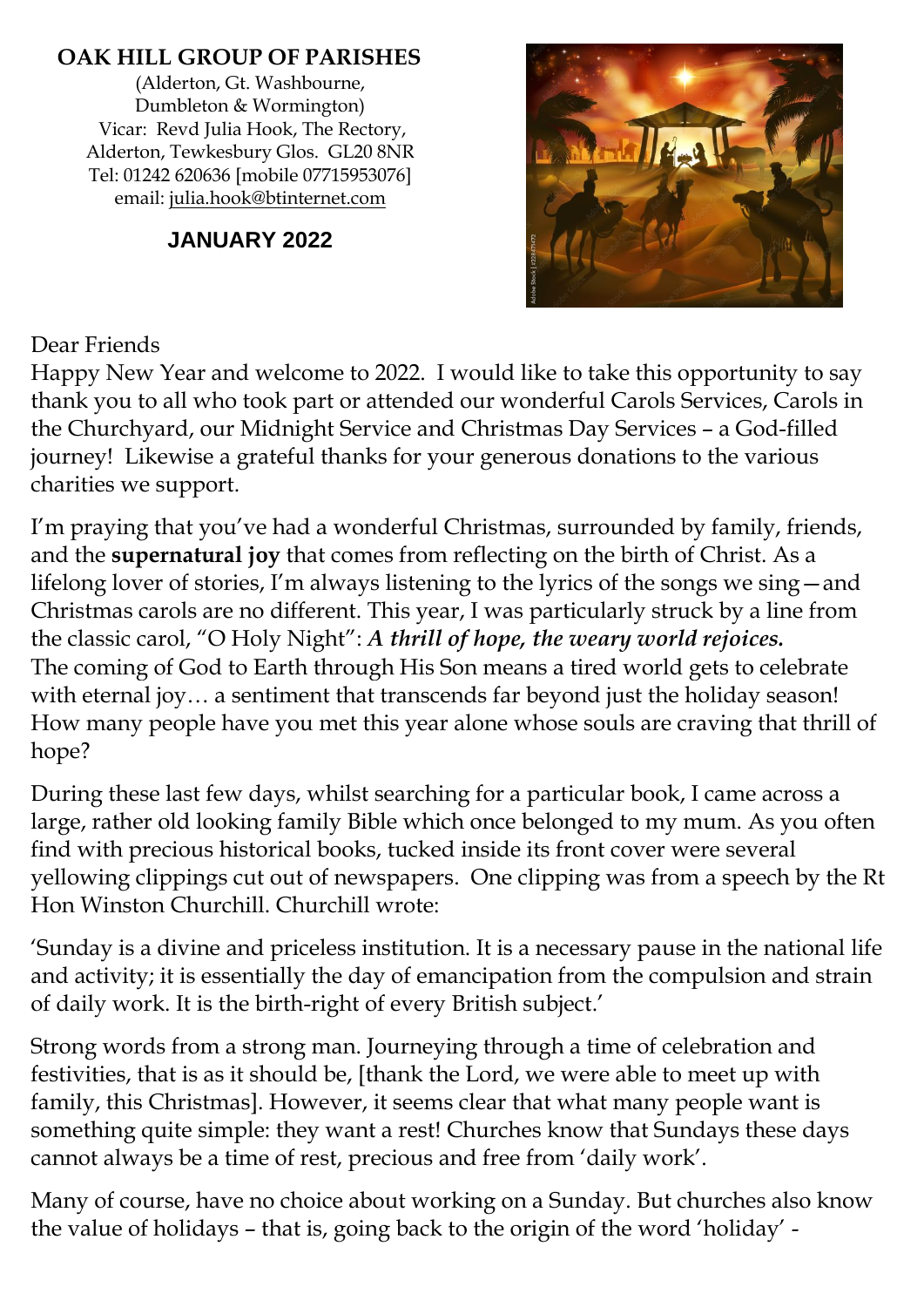**OAK HILL GROUP OF PARISHES**

(Alderton, Gt. Washbourne,
Dumbleton & Wormington)
Vicar: Revd Julia Hook, The Rectory,
Alderton, Tewkesbury Glos. GL20 8NR
Tel: 01242 620636 [mobile 07715953076]
email: julia.hook@btinternet.com

**JANUARY 2022**

Dear Friends
Happy New Year and welcome to 2022. I would like to take this opportunity to say thank you to all who took part or attended our wonderful Carols Services, Carols in the Churchyard, our Midnight Service and Christmas Day Services – a God-filled journey! Likewise a grateful thanks for your generous donations to the various charities we support.

I'm praying that you've had a wonderful Christmas, surrounded by family, friends, and the **supernatural joy** that comes from reflecting on the birth of Christ. As a lifelong lover of stories, I'm always listening to the lyrics of the songs we sing—and Christmas carols are no different. This year, I was particularly struck by a line from the classic carol, "O Holy Night": ***A thrill of hope, the weary world rejoices.*** The coming of God to Earth through His Son means a tired world gets to celebrate with eternal joy… a sentiment that transcends far beyond just the holiday season! How many people have you met this year alone whose souls are craving that thrill of hope?

During these last few days, whilst searching for a particular book, I came across a large, rather old looking family Bible which once belonged to my mum. As you often find with precious historical books, tucked inside its front cover were several yellowing clippings cut out of newspapers. One clipping was from a speech by the Rt Hon Winston Churchill. Churchill wrote:

'Sunday is a divine and priceless institution. It is a necessary pause in the national life and activity; it is essentially the day of emancipation from the compulsion and strain of daily work. It is the birth-right of every British subject.'

Strong words from a strong man. Journeying through a time of celebration and festivities, that is as it should be, [thank the Lord, we were able to meet up with family, this Christmas]. However, it seems clear that what many people want is something quite simple: they want a rest! Churches know that Sundays these days cannot always be a time of rest, precious and free from 'daily work'.

Many of course, have no choice about working on a Sunday. But churches also know the value of holidays – that is, going back to the origin of the word 'holiday' -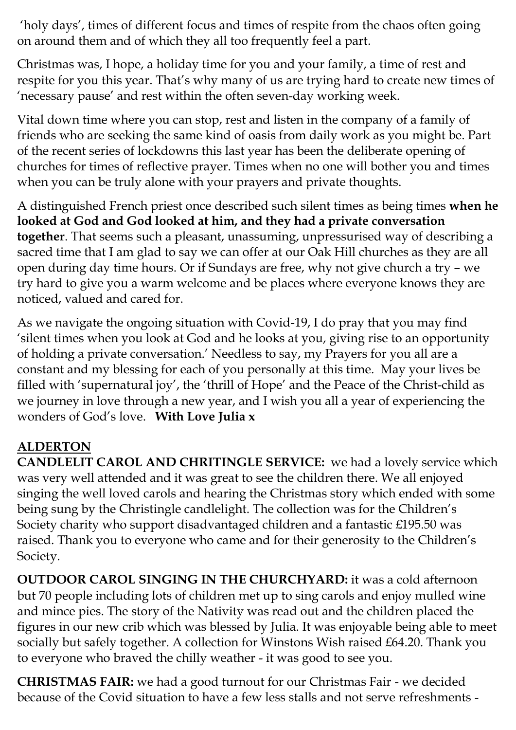'holy days', times of different focus and times of respite from the chaos often going on around them and of which they all too frequently feel a part.

Christmas was, I hope, a holiday time for you and your family, a time of rest and respite for you this year. That's why many of us are trying hard to create new times of 'necessary pause' and rest within the often seven-day working week.

Vital down time where you can stop, rest and listen in the company of a family of friends who are seeking the same kind of oasis from daily work as you might be. Part of the recent series of lockdowns this last year has been the deliberate opening of churches for times of reflective prayer. Times when no one will bother you and times when you can be truly alone with your prayers and private thoughts.

A distinguished French priest once described such silent times as being times **when he looked at God and God looked at him, and they had a private conversation together**. That seems such a pleasant, unassuming, unpressurised way of describing a sacred time that I am glad to say we can offer at our Oak Hill churches as they are all open during day time hours. Or if Sundays are free, why not give church a try – we try hard to give you a warm welcome and be places where everyone knows they are noticed, valued and cared for.

As we navigate the ongoing situation with Covid-19, I do pray that you may find 'silent times when you look at God and he looks at you, giving rise to an opportunity of holding a private conversation.' Needless to say, my Prayers for you all are a constant and my blessing for each of you personally at this time. May your lives be filled with 'supernatural joy', the 'thrill of Hope' and the Peace of the Christ-child as we journey in love through a new year, and I wish you all a year of experiencing the wonders of God's love. **With Love Julia x**

## ALDERTON

**CANDLELIT CAROL AND CHRITINGLE SERVICE:** we had a lovely service which was very well attended and it was great to see the children there. We all enjoyed singing the well loved carols and hearing the Christmas story which ended with some being sung by the Christingle candlelight. The collection was for the Children's Society charity who support disadvantaged children and a fantastic £195.50 was raised. Thank you to everyone who came and for their generosity to the Children's Society.

**OUTDOOR CAROL SINGING IN THE CHURCHYARD:** it was a cold afternoon but 70 people including lots of children met up to sing carols and enjoy mulled wine and mince pies. The story of the Nativity was read out and the children placed the figures in our new crib which was blessed by Julia. It was enjoyable being able to meet socially but safely together. A collection for Winstons Wish raised £64.20. Thank you to everyone who braved the chilly weather - it was good to see you.

**CHRISTMAS FAIR:** we had a good turnout for our Christmas Fair - we decided because of the Covid situation to have a few less stalls and not serve refreshments -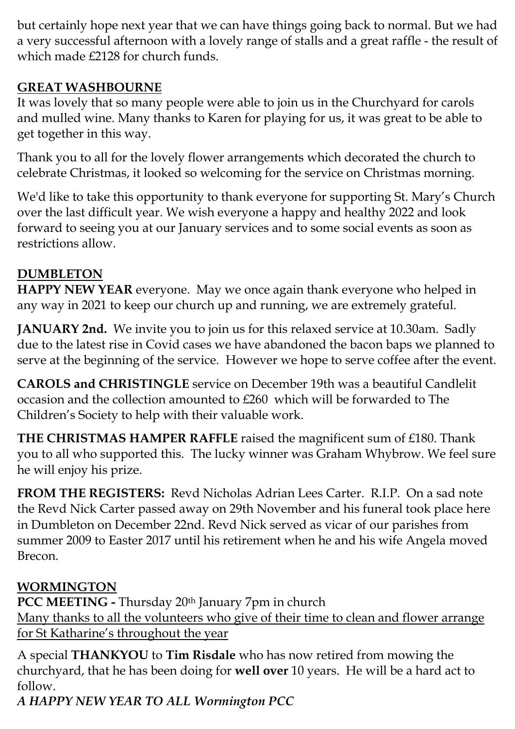but certainly hope next year that we can have things going back to normal. But we had a very successful afternoon with a lovely range of stalls and a great raffle - the result of which made £2128 for church funds.

## GREAT WASHBOURNE

It was lovely that so many people were able to join us in the Churchyard for carols and mulled wine. Many thanks to Karen for playing for us, it was great to be able to get together in this way.

Thank you to all for the lovely flower arrangements which decorated the church to celebrate Christmas, it looked so welcoming for the service on Christmas morning.

We'd like to take this opportunity to thank everyone for supporting St. Mary's Church over the last difficult year. We wish everyone a happy and healthy 2022 and look forward to seeing you at our January services and to some social events as soon as restrictions allow.

## DUMBLETON

**HAPPY NEW YEAR** everyone. May we once again thank everyone who helped in any way in 2021 to keep our church up and running, we are extremely grateful.

**JANUARY 2nd.** We invite you to join us for this relaxed service at 10.30am. Sadly due to the latest rise in Covid cases we have abandoned the bacon baps we planned to serve at the beginning of the service. However we hope to serve coffee after the event.

**CAROLS and CHRISTINGLE** service on December 19th was a beautiful Candlelit occasion and the collection amounted to £260 which will be forwarded to The Children's Society to help with their valuable work.

**THE CHRISTMAS HAMPER RAFFLE** raised the magnificent sum of £180. Thank you to all who supported this. The lucky winner was Graham Whybrow. We feel sure he will enjoy his prize.

**FROM THE REGISTERS:** Revd Nicholas Adrian Lees Carter. R.I.P. On a sad note the Revd Nick Carter passed away on 29th November and his funeral took place here in Dumbleton on December 22nd. Revd Nick served as vicar of our parishes from summer 2009 to Easter 2017 until his retirement when he and his wife Angela moved Brecon.

## WORMINGTON

**PCC MEETING -** Thursday 20th January 7pm in church

Many thanks to all the volunteers who give of their time to clean and flower arrange for St Katharine's throughout the year

A special **THANKYOU** to **Tim Risdale** who has now retired from mowing the churchyard, that he has been doing for **well over** 10 years. He will be a hard act to follow.

***A HAPPY NEW YEAR TO ALL Wormington PCC***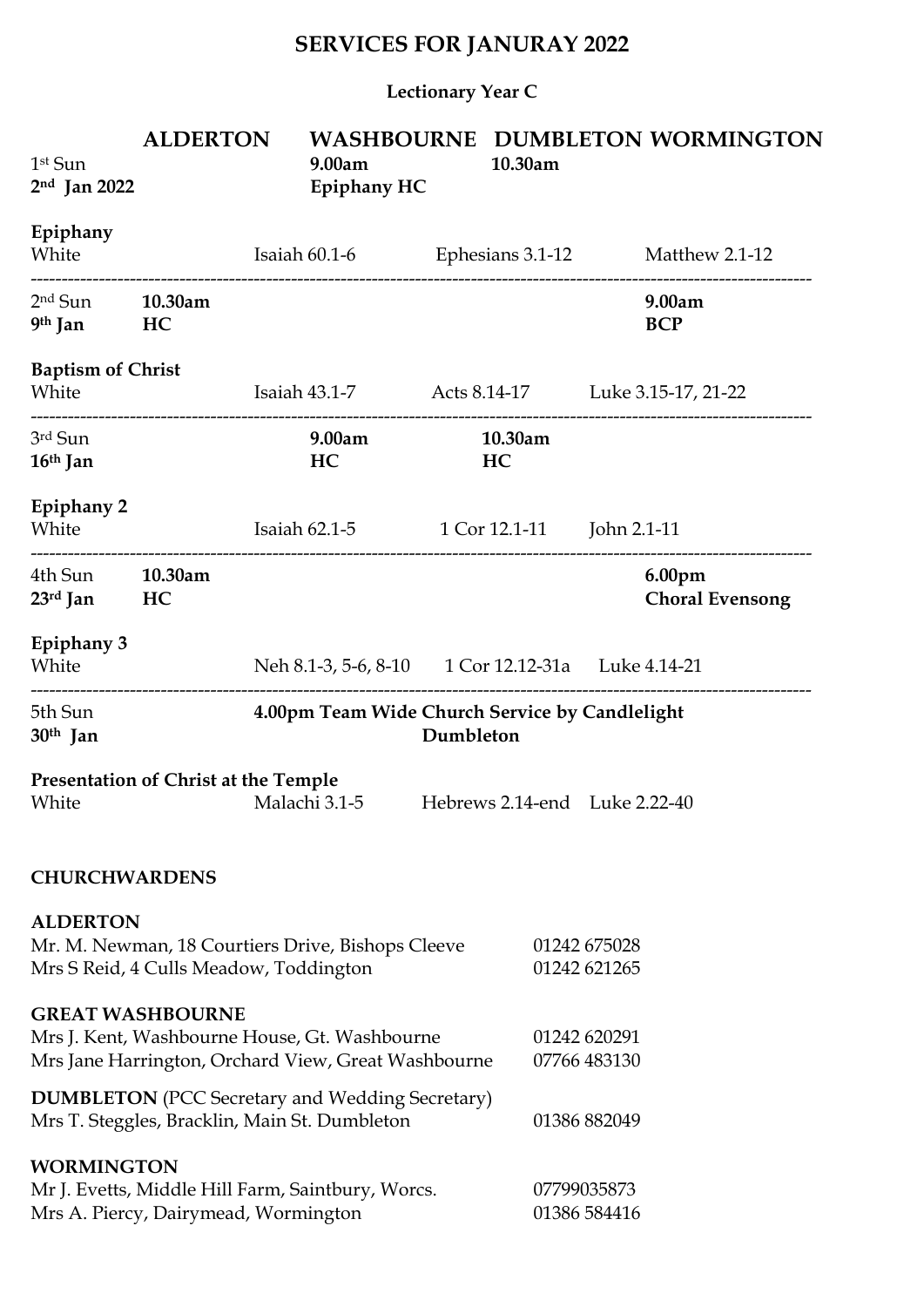# SERVICES FOR JANURAY 2022

**Lectionary Year C**

| | ALDERTON | WASHBOURNE | DUMBLETON | WORMINGTON |
|---|---|---|---|---|
| 1st Sun<br>**2nd Jan 2022** | | **9.00am**<br>**Epiphany HC** | **10.30am** | |
| **Epiphany**<br>White | Isaiah 60.1-6 | Ephesians 3.1-12 | Matthew 2.1-12 | |
| 2nd Sun<br>**9th Jan** | **10.30am**<br>**HC** | | | **9.00am**<br>**BCP** |
| **Baptism of Christ**<br>White | Isaiah 43.1-7 | Acts 8.14-17 | Luke 3.15-17, 21-22 | |
| 3rd Sun<br>**16th Jan** | | **9.00am**<br>**HC** | **10.30am**<br>**HC** | |
| **Epiphany 2**<br>White | Isaiah 62.1-5 | 1 Cor 12.1-11 | John 2.1-11 | |
| 4th Sun<br>**23rd Jan** | **10.30am**<br>**HC** | | | **6.00pm**<br>**Choral Evensong** |
| **Epiphany 3**<br>White | Neh 8.1-3, 5-6, 8-10 | 1 Cor 12.12-31a | Luke 4.14-21 | |
| 5th Sun<br>**30th Jan** | **4.00pm Team Wide Church Service by Candlelight**<br>**Dumbleton** | | | |
| **Presentation of Christ at the Temple**<br>White | Malachi 3.1-5 | Hebrews 2.14-end | Luke 2.22-40 | |

## CHURCHWARDENS

**ALDERTON**
Mr. M. Newman, 18 Courtiers Drive, Bishops Cleeve 01242 675028
Mrs S Reid, 4 Culls Meadow, Toddington 01242 621265

**GREAT WASHBOURNE**
Mrs J. Kent, Washbourne House, Gt. Washbourne 01242 620291
Mrs Jane Harrington, Orchard View, Great Washbourne 07766 483130

**DUMBLETON** (PCC Secretary and Wedding Secretary)
Mrs T. Steggles, Bracklin, Main St. Dumbleton 01386 882049

**WORMINGTON**
Mr J. Evetts, Middle Hill Farm, Saintbury, Worcs. 07799035873
Mrs A. Piercy, Dairymead, Wormington 01386 584416